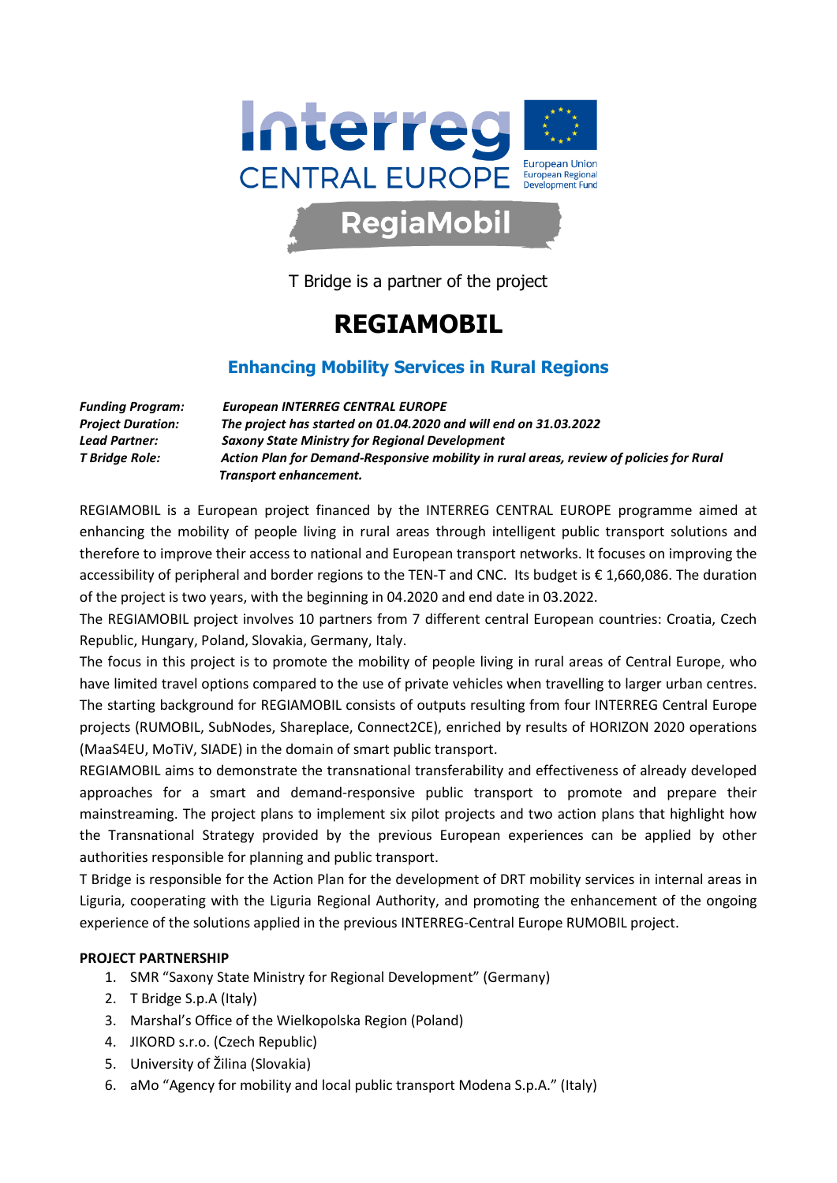Interreg CENTRAL EUROPE

European Union European Regional Development Fund

RegiaMobil

T Bridge is a partner of the project

# REGIAMOBIL

## Enhancing Mobility Services in Rural Regions

***Funding Program:*** ***European INTERREG CENTRAL EUROPE***
***Project Duration:*** ***The project has started on 01.04.2020 and will end on 31.03.2022***
***Lead Partner:*** ***Saxony State Ministry for Regional Development***
***T Bridge Role:*** ***Action Plan for Demand-Responsive mobility in rural areas, review of policies for Rural Transport enhancement.***

REGIAMOBIL is a European project financed by the INTERREG CENTRAL EUROPE programme aimed at enhancing the mobility of people living in rural areas through intelligent public transport solutions and therefore to improve their access to national and European transport networks. It focuses on improving the accessibility of peripheral and border regions to the TEN-T and CNC. Its budget is € 1,660,086. The duration of the project is two years, with the beginning in 04.2020 and end date in 03.2022.

The REGIAMOBIL project involves 10 partners from 7 different central European countries: Croatia, Czech Republic, Hungary, Poland, Slovakia, Germany, Italy.

The focus in this project is to promote the mobility of people living in rural areas of Central Europe, who have limited travel options compared to the use of private vehicles when travelling to larger urban centres. The starting background for REGIAMOBIL consists of outputs resulting from four INTERREG Central Europe projects (RUMOBIL, SubNodes, Shareplace, Connect2CE), enriched by results of HORIZON 2020 operations (MaaS4EU, MoTiV, SIADE) in the domain of smart public transport.

REGIAMOBIL aims to demonstrate the transnational transferability and effectiveness of already developed approaches for a smart and demand-responsive public transport to promote and prepare their mainstreaming. The project plans to implement six pilot projects and two action plans that highlight how the Transnational Strategy provided by the previous European experiences can be applied by other authorities responsible for planning and public transport.

T Bridge is responsible for the Action Plan for the development of DRT mobility services in internal areas in Liguria, cooperating with the Liguria Regional Authority, and promoting the enhancement of the ongoing experience of the solutions applied in the previous INTERREG-Central Europe RUMOBIL project.

**PROJECT PARTNERSHIP**

1. SMR "Saxony State Ministry for Regional Development" (Germany)
2. T Bridge S.p.A (Italy)
3. Marshal's Office of the Wielkopolska Region (Poland)
4. JIKORD s.r.o. (Czech Republic)
5. University of Žilina (Slovakia)
6. aMo "Agency for mobility and local public transport Modena S.p.A." (Italy)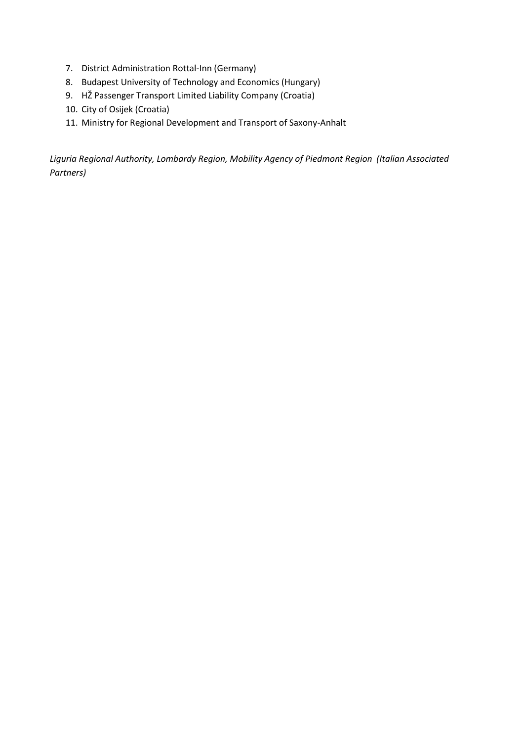7. District Administration Rottal-Inn (Germany)
8. Budapest University of Technology and Economics (Hungary)
9. HŽ Passenger Transport Limited Liability Company (Croatia)
10. City of Osijek (Croatia)
11. Ministry for Regional Development and Transport of Saxony-Anhalt

*Liguria Regional Authority, Lombardy Region, Mobility Agency of Piedmont Region (Italian Associated Partners)*